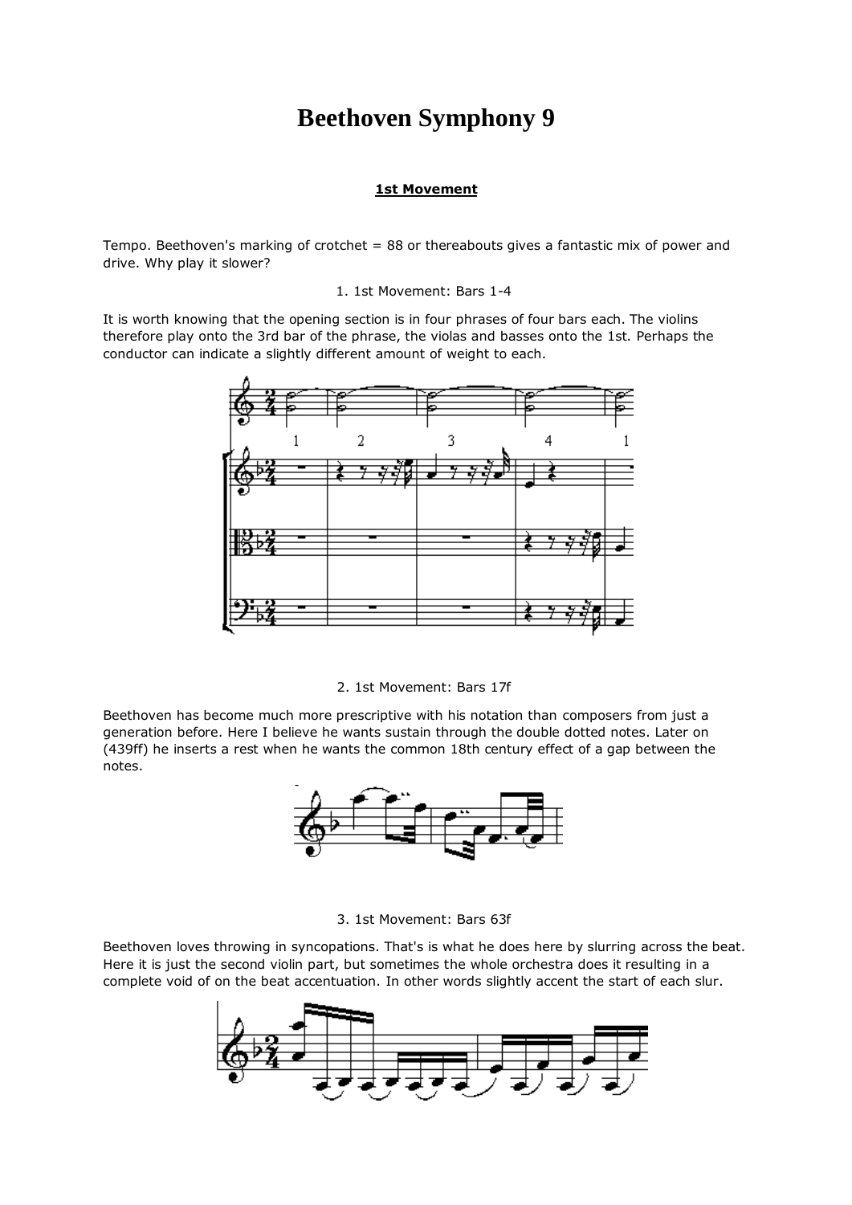# Beethoven Symphony 9

**1st Movement**

Tempo. Beethoven's marking of crotchet = 88 or thereabouts gives a fantastic mix of power and drive. Why play it slower?

1. 1st Movement: Bars 1-4

It is worth knowing that the opening section is in four phrases of four bars each. The violins therefore play onto the 3rd bar of the phrase, the violas and basses onto the 1st. Perhaps the conductor can indicate a slightly different amount of weight to each.

2. 1st Movement: Bars 17f

Beethoven has become much more prescriptive with his notation than composers from just a generation before. Here I believe he wants sustain through the double dotted notes. Later on (439ff) he inserts a rest when he wants the common 18th century effect of a gap between the notes.

3. 1st Movement: Bars 63f

Beethoven loves throwing in syncopations. That's is what he does here by slurring across the beat. Here it is just the second violin part, but sometimes the whole orchestra does it resulting in a complete void of on the beat accentuation. In other words slightly accent the start of each slur.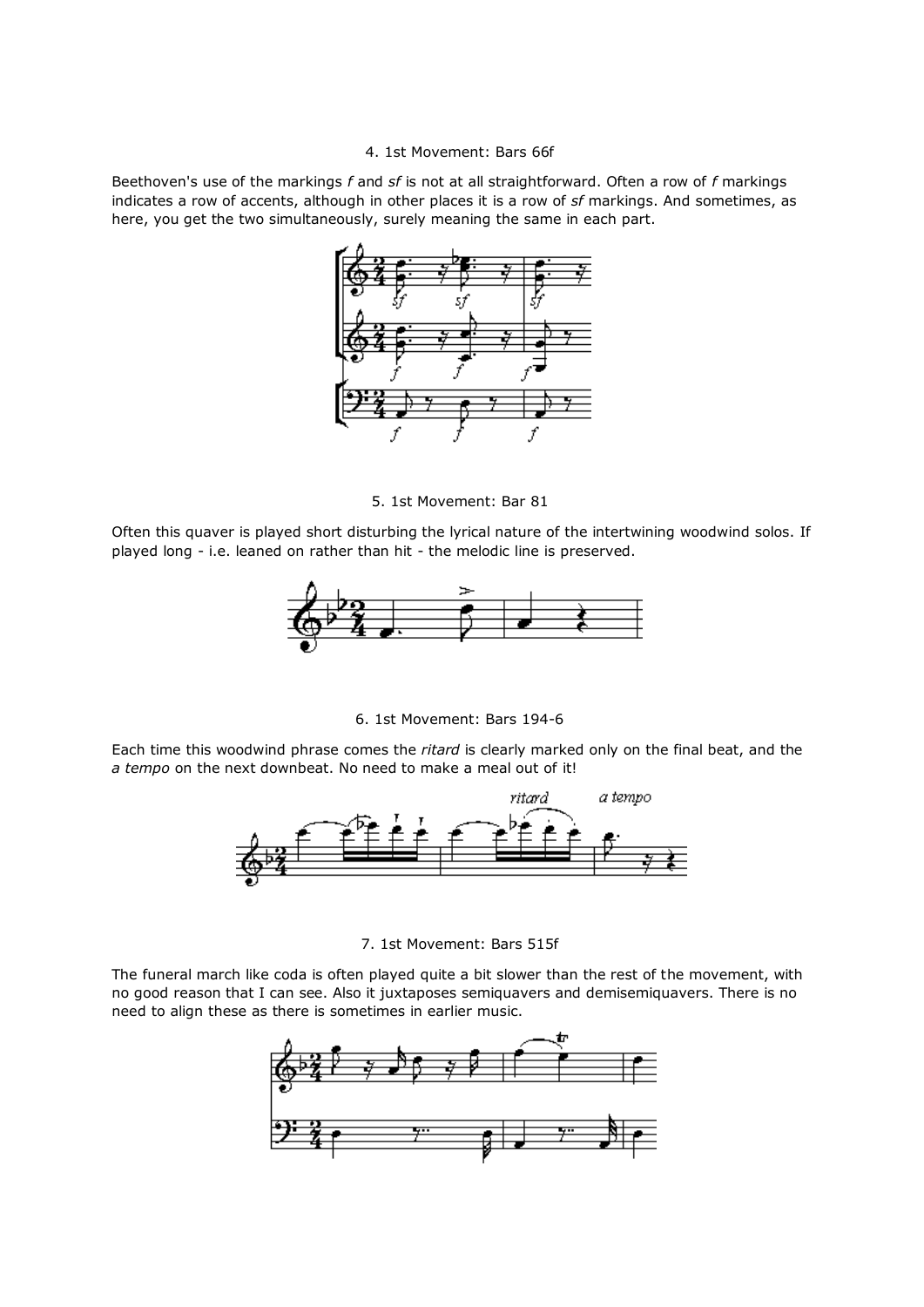4. 1st Movement: Bars 66f

Beethoven's use of the markings *f* and *sf* is not at all straightforward. Often a row of *f* markings indicates a row of accents, although in other places it is a row of *sf* markings. And sometimes, as here, you get the two simultaneously, surely meaning the same in each part.

5. 1st Movement: Bar 81

Often this quaver is played short disturbing the lyrical nature of the intertwining woodwind solos. If played long - i.e. leaned on rather than hit - the melodic line is preserved.

6. 1st Movement: Bars 194-6

Each time this woodwind phrase comes the *ritard* is clearly marked only on the final beat, and the *a tempo* on the next downbeat. No need to make a meal out of it!

7. 1st Movement: Bars 515f

The funeral march like coda is often played quite a bit slower than the rest of the movement, with no good reason that I can see. Also it juxtaposes semiquavers and demisemiquavers. There is no need to align these as there is sometimes in earlier music.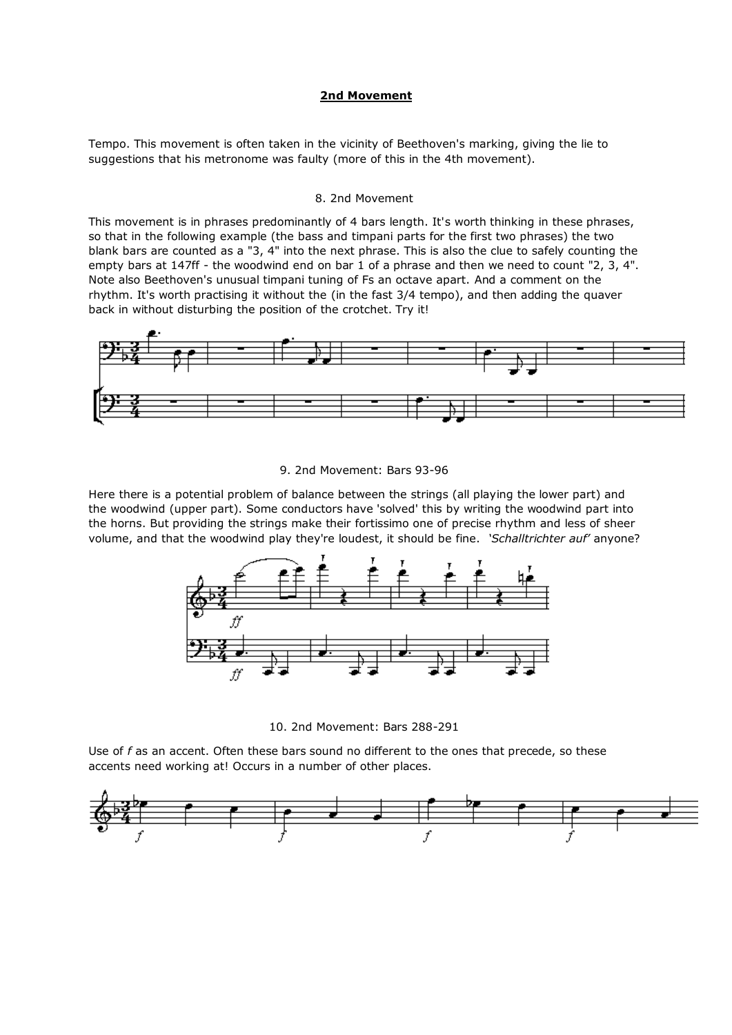## 2nd Movement

Tempo. This movement is often taken in the vicinity of Beethoven's marking, giving the lie to suggestions that his metronome was faulty (more of this in the 4th movement).

8. 2nd Movement

This movement is in phrases predominantly of 4 bars length. It's worth thinking in these phrases, so that in the following example (the bass and timpani parts for the first two phrases) the two blank bars are counted as a "3, 4" into the next phrase. This is also the clue to safely counting the empty bars at 147ff - the woodwind end on bar 1 of a phrase and then we need to count "2, 3, 4". Note also Beethoven's unusual timpani tuning of Fs an octave apart. And a comment on the rhythm. It's worth practising it without the (in the fast 3/4 tempo), and then adding the quaver back in without disturbing the position of the crotchet. Try it!

9. 2nd Movement: Bars 93-96

Here there is a potential problem of balance between the strings (all playing the lower part) and the woodwind (upper part). Some conductors have 'solved' this by writing the woodwind part into the horns. But providing the strings make their fortissimo one of precise rhythm and less of sheer volume, and that the woodwind play they're loudest, it should be fine. *'Schalltrichter auf'* anyone?

10. 2nd Movement: Bars 288-291

Use of *f* as an accent. Often these bars sound no different to the ones that precede, so these accents need working at! Occurs in a number of other places.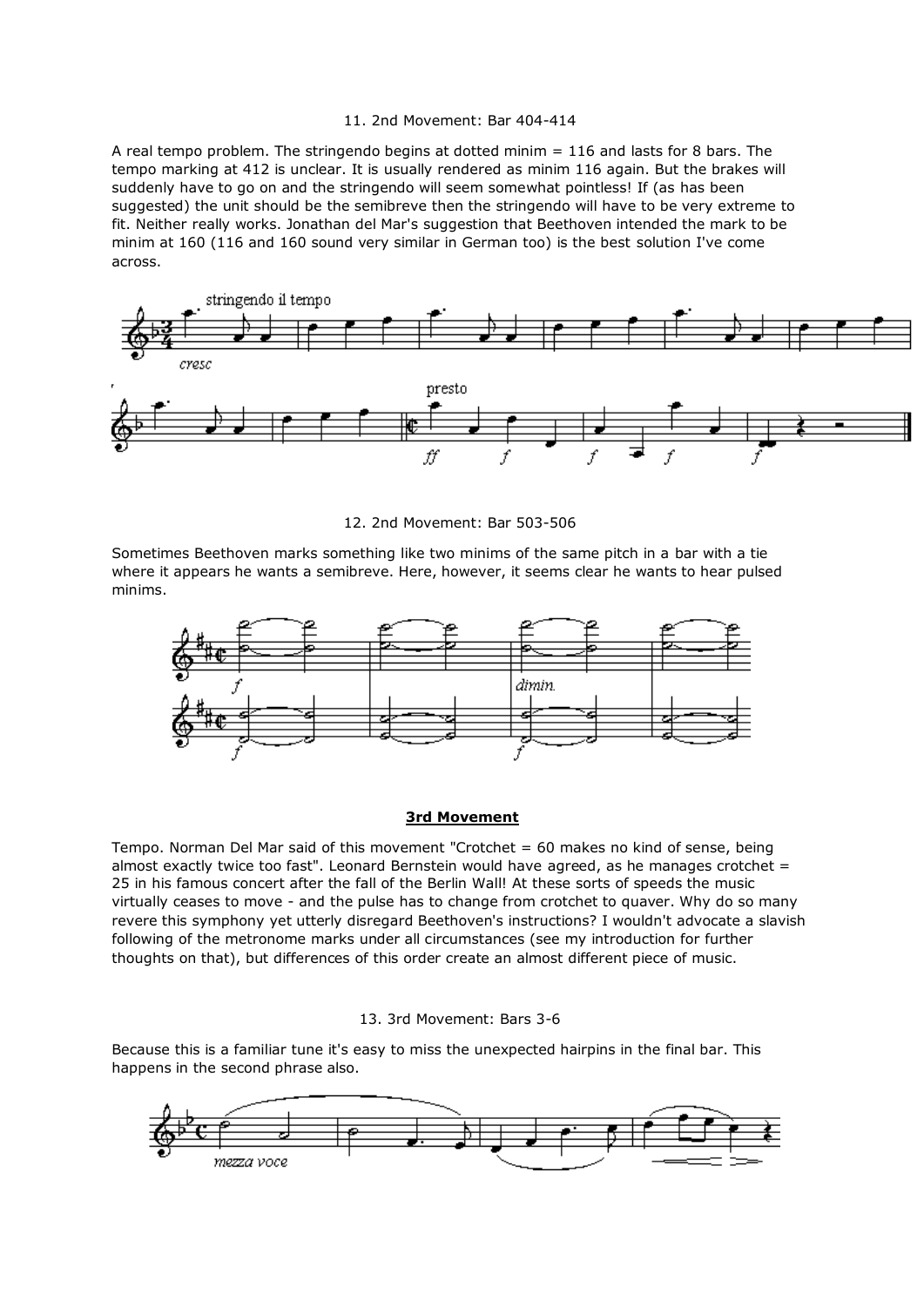11. 2nd Movement: Bar 404-414

A real tempo problem. The stringendo begins at dotted minim = 116 and lasts for 8 bars. The tempo marking at 412 is unclear. It is usually rendered as minim 116 again. But the brakes will suddenly have to go on and the stringendo will seem somewhat pointless! If (as has been suggested) the unit should be the semibreve then the stringendo will have to be very extreme to fit. Neither really works. Jonathan del Mar's suggestion that Beethoven intended the mark to be minim at 160 (116 and 160 sound very similar in German too) is the best solution I've come across.

12. 2nd Movement: Bar 503-506

Sometimes Beethoven marks something like two minims of the same pitch in a bar with a tie where it appears he wants a semibreve. Here, however, it seems clear he wants to hear pulsed minims.

## 3rd Movement

Tempo. Norman Del Mar said of this movement "Crotchet = 60 makes no kind of sense, being almost exactly twice too fast". Leonard Bernstein would have agreed, as he manages crotchet = 25 in his famous concert after the fall of the Berlin Wall! At these sorts of speeds the music virtually ceases to move - and the pulse has to change from crotchet to quaver. Why do so many revere this symphony yet utterly disregard Beethoven's instructions? I wouldn't advocate a slavish following of the metronome marks under all circumstances (see my introduction for further thoughts on that), but differences of this order create an almost different piece of music.

13. 3rd Movement: Bars 3-6

Because this is a familiar tune it's easy to miss the unexpected hairpins in the final bar. This happens in the second phrase also.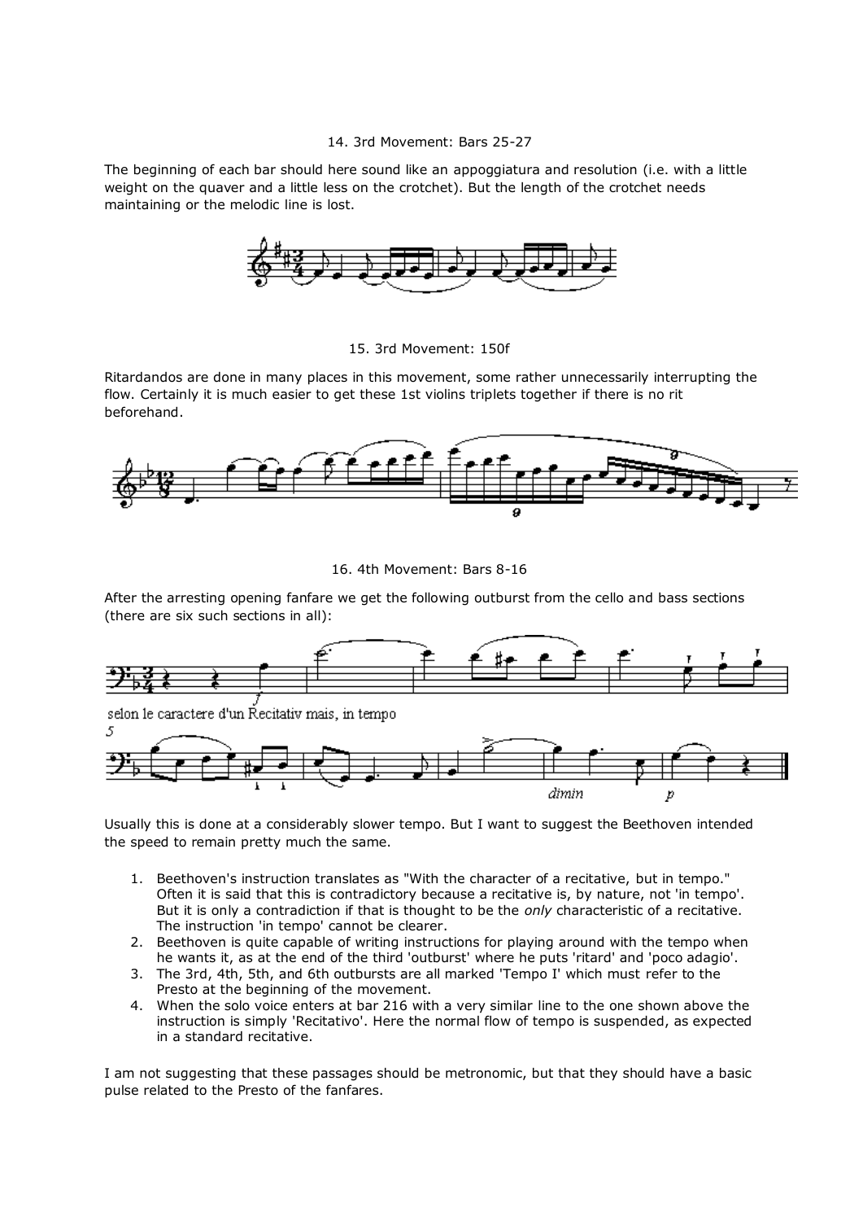14. 3rd Movement: Bars 25-27

The beginning of each bar should here sound like an appoggiatura and resolution (i.e. with a little weight on the quaver and a little less on the crotchet). But the length of the crotchet needs maintaining or the melodic line is lost.

15. 3rd Movement: 150f

Ritardandos are done in many places in this movement, some rather unnecessarily interrupting the flow. Certainly it is much easier to get these 1st violins triplets together if there is no rit beforehand.

16. 4th Movement: Bars 8-16

After the arresting opening fanfare we get the following outburst from the cello and bass sections (there are six such sections in all):

selon le caractere d'un Recitativ mais, in tempo

Usually this is done at a considerably slower tempo. But I want to suggest the Beethoven intended the speed to remain pretty much the same.

1. Beethoven's instruction translates as "With the character of a recitative, but in tempo." Often it is said that this is contradictory because a recitative is, by nature, not 'in tempo'. But it is only a contradiction if that is thought to be the *only* characteristic of a recitative. The instruction 'in tempo' cannot be clearer.
2. Beethoven is quite capable of writing instructions for playing around with the tempo when he wants it, as at the end of the third 'outburst' where he puts 'ritard' and 'poco adagio'.
3. The 3rd, 4th, 5th, and 6th outbursts are all marked 'Tempo I' which must refer to the Presto at the beginning of the movement.
4. When the solo voice enters at bar 216 with a very similar line to the one shown above the instruction is simply 'Recitativo'. Here the normal flow of tempo is suspended, as expected in a standard recitative.

I am not suggesting that these passages should be metronomic, but that they should have a basic pulse related to the Presto of the fanfares.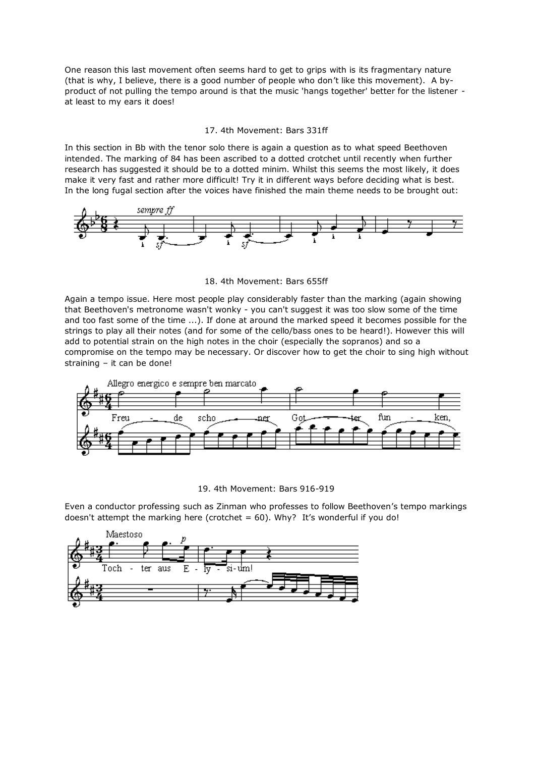One reason this last movement often seems hard to get to grips with is its fragmentary nature (that is why, I believe, there is a good number of people who don't like this movement). A by-product of not pulling the tempo around is that the music 'hangs together' better for the listener - at least to my ears it does!

### 17. 4th Movement: Bars 331ff

In this section in Bb with the tenor solo there is again a question as to what speed Beethoven intended. The marking of 84 has been ascribed to a dotted crotchet until recently when further research has suggested it should be to a dotted minim. Whilst this seems the most likely, it does make it very fast and rather more difficult! Try it in different ways before deciding what is best. In the long fugal section after the voices have finished the main theme needs to be brought out:

### 18. 4th Movement: Bars 655ff

Again a tempo issue. Here most people play considerably faster than the marking (again showing that Beethoven's metronome wasn't wonky - you can't suggest it was too slow some of the time and too fast some of the time ...). If done at around the marked speed it becomes possible for the strings to play all their notes (and for some of the cello/bass ones to be heard!). However this will add to potential strain on the high notes in the choir (especially the sopranos) and so a compromise on the tempo may be necessary. Or discover how to get the choir to sing high without straining – it can be done!

### 19. 4th Movement: Bars 916-919

Even a conductor professing such as Zinman who professes to follow Beethoven's tempo markings doesn't attempt the marking here (crotchet = 60). Why? It's wonderful if you do!